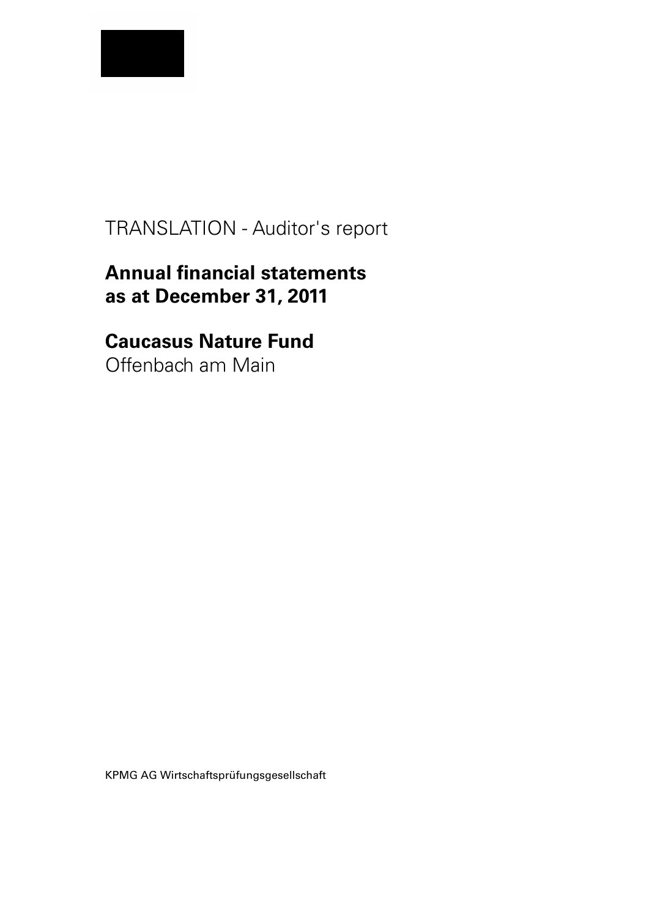TRANSLATION - Auditor's report

# Annual financial statements as at December 31, 2011

# Caucasus Nature Fund

Offenbach am Main

KPMG AG Wirtschaftsprüfungsgesellschaft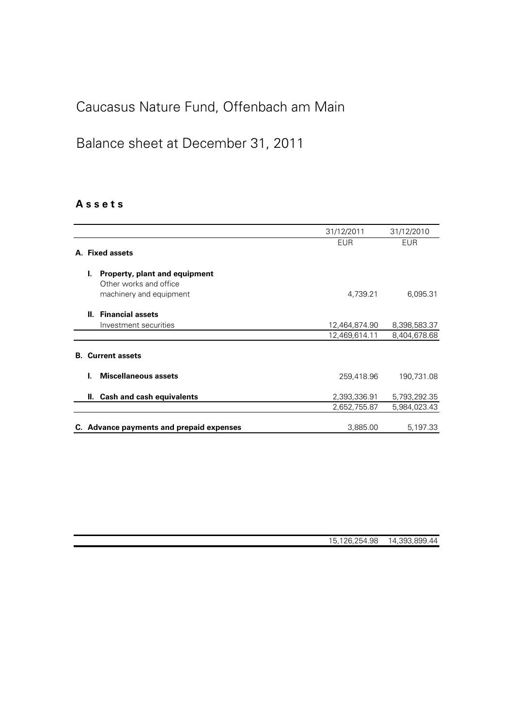# Caucasus Nature Fund, Offenbach am Main

# Balance sheet at December 31, 2011

## **A s s e t s**

| | 31/12/2011 | 31/12/2010 |
|---|---|---|
| | EUR | EUR |
| **A. Fixed assets** | | |
| **I. Property, plant and equipment** | | |
| Other works and office machinery and equipment | 4,739.21 | 6,095.31 |
| **II. Financial assets** | | |
| Investment securities | 12,464,874.90 | 8,398,583.37 |
| | 12,469,614.11 | 8,404,678.68 |
| **B. Current assets** | | |
| **I. Miscellaneous assets** | 259,418.96 | 190,731.08 |
| **II. Cash and cash equivalents** | 2,393,336.91 | 5,793,292.35 |
| | 2,652,755.87 | 5,984,023.43 |
| **C. Advance payments and prepaid expenses** | 3,885.00 | 5,197.33 |
| | 15,126,254.98 | 14,393,899.44 |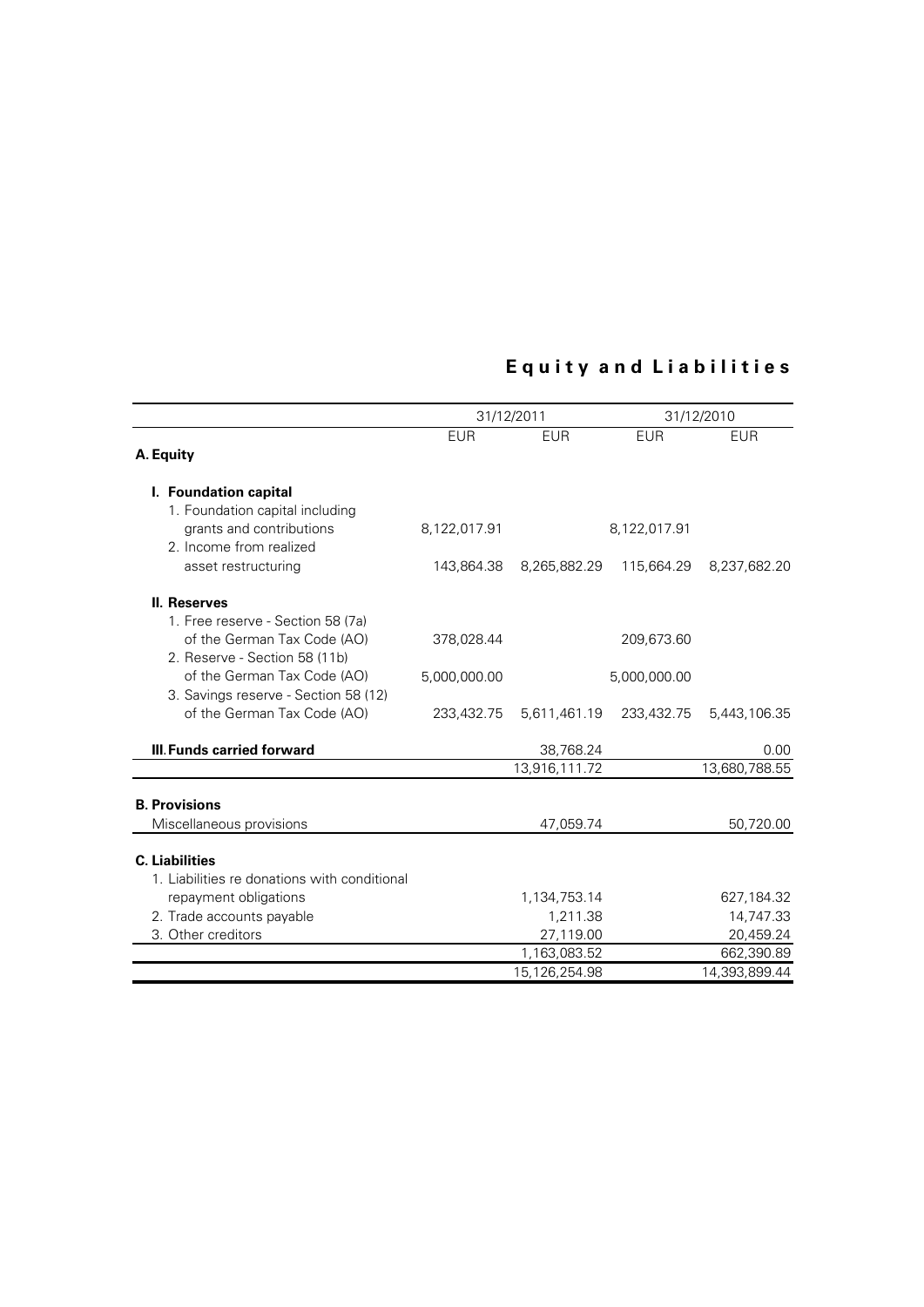# Equity and Liabilities

| | 31/12/2011 | | 31/12/2010 | |
|---|---|---|---|---|
| | EUR | EUR | EUR | EUR |
| **A. Equity** | | | | |
| **I. Foundation capital** | | | | |
| 1. Foundation capital including grants and contributions | 8,122,017.91 | | 8,122,017.91 | |
| 2. Income from realized asset restructuring | 143,864.38 | 8,265,882.29 | 115,664.29 | 8,237,682.20 |
| **II. Reserves** | | | | |
| 1. Free reserve - Section 58 (7a) of the German Tax Code (AO) | 378,028.44 | | 209,673.60 | |
| 2. Reserve - Section 58 (11b) of the German Tax Code (AO) | 5,000,000.00 | | 5,000,000.00 | |
| 3. Savings reserve - Section 58 (12) of the German Tax Code (AO) | 233,432.75 | 5,611,461.19 | 233,432.75 | 5,443,106.35 |
| **III. Funds carried forward** | | 38,768.24 | | 0.00 |
| | | 13,916,111.72 | | 13,680,788.55 |
| **B. Provisions** | | | | |
| Miscellaneous provisions | | 47,059.74 | | 50,720.00 |
| **C. Liabilities** | | | | |
| 1. Liabilities re donations with conditional repayment obligations | | 1,134,753.14 | | 627,184.32 |
| 2. Trade accounts payable | | 1,211.38 | | 14,747.33 |
| 3. Other creditors | | 27,119.00 | | 20,459.24 |
| | | 1,163,083.52 | | 662,390.89 |
| | | 15,126,254.98 | | 14,393,899.44 |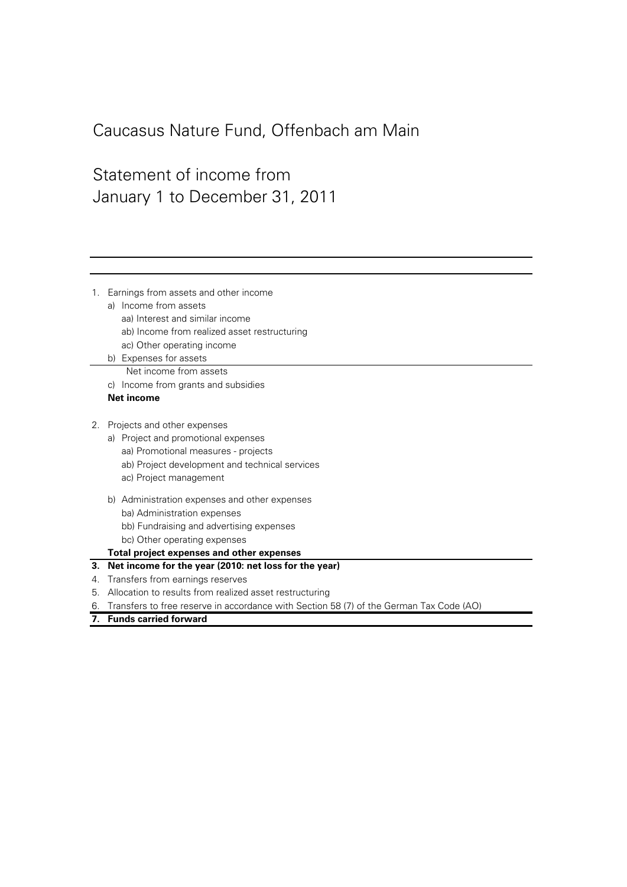# Caucasus Nature Fund, Offenbach am Main

## Statement of income from January 1 to December 31, 2011

1. Earnings from assets and other income
   - a) Income from assets
     - aa) Interest and similar income
     - ab) Income from realized asset restructuring
     - ac) Other operating income
   - b) Expenses for assets
     - Net income from assets
   - c) Income from grants and subsidies
   - **Net income**

2. Projects and other expenses
   - a) Project and promotional expenses
     - aa) Promotional measures - projects
     - ab) Project development and technical services
     - ac) Project management
   - b) Administration expenses and other expenses
     - ba) Administration expenses
     - bb) Fundraising and advertising expenses
     - bc) Other operating expenses
   - **Total project expenses and other expenses**

3. **Net income for the year (2010: net loss for the year)**
4. Transfers from earnings reserves
5. Allocation to results from realized asset restructuring
6. Transfers to free reserve in accordance with Section 58 (7) of the German Tax Code (AO)
7. **Funds carried forward**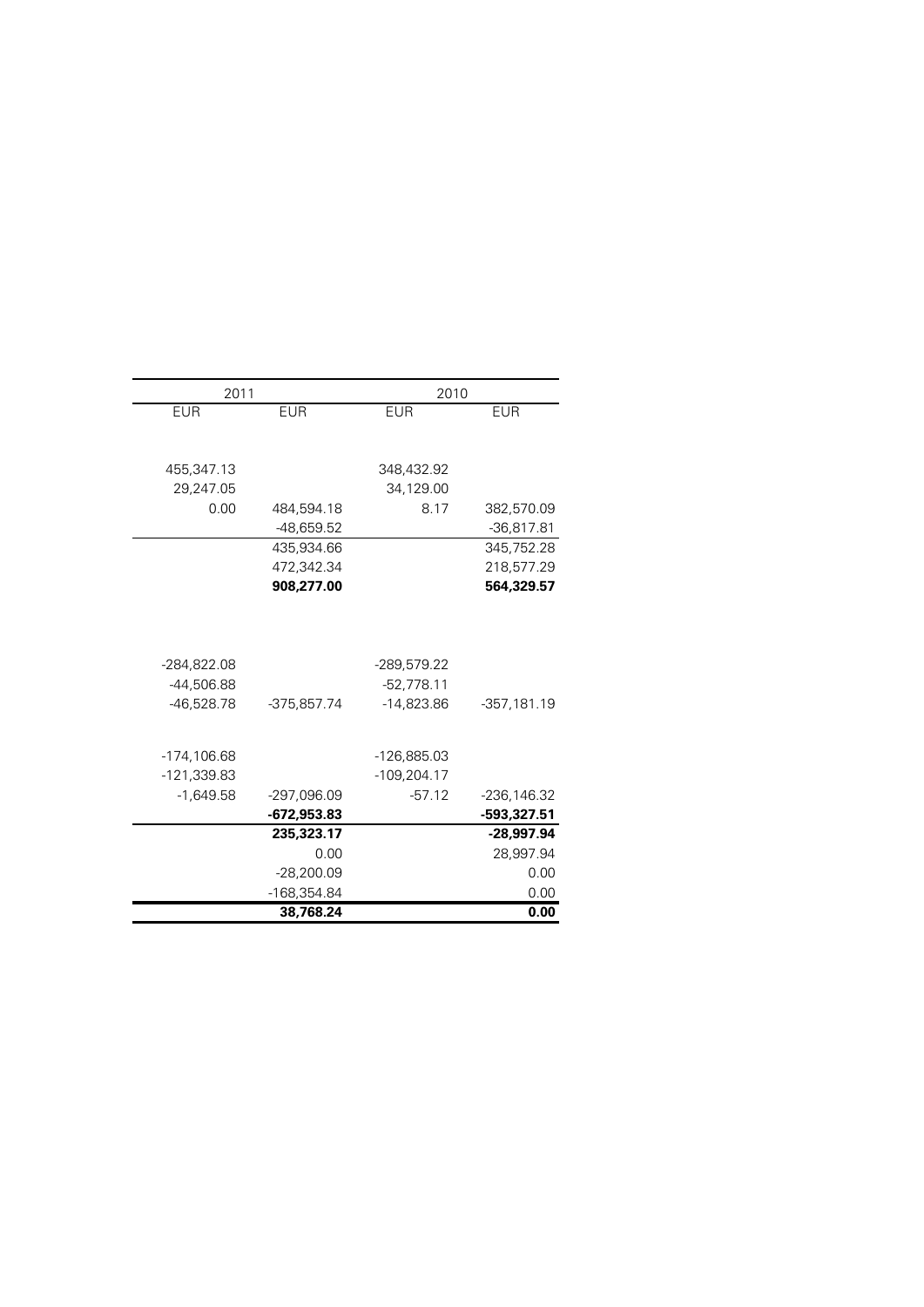| 2011 | | 2010 | |
|---|---|---|---|
| EUR | EUR | EUR | EUR |
| | | | |
| 455,347.13 | | 348,432.92 | |
| 29,247.05 | | 34,129.00 | |
| 0.00 | 484,594.18 | 8.17 | 382,570.09 |
| | -48,659.52 | | -36,817.81 |
| | 435,934.66 | | 345,752.28 |
| | 472,342.34 | | 218,577.29 |
| | **908,277.00** | | **564,329.57** |
| | | | |
| -284,822.08 | | -289,579.22 | |
| -44,506.88 | | -52,778.11 | |
| -46,528.78 | -375,857.74 | -14,823.86 | -357,181.19 |
| | | | |
| -174,106.68 | | -126,885.03 | |
| -121,339.83 | | -109,204.17 | |
| -1,649.58 | -297,096.09 | -57.12 | -236,146.32 |
| | **-672,953.83** | | **-593,327.51** |
| | **235,323.17** | | **-28,997.94** |
| | 0.00 | | 28,997.94 |
| | -28,200.09 | | 0.00 |
| | -168,354.84 | | 0.00 |
| | **38,768.24** | | **0.00** |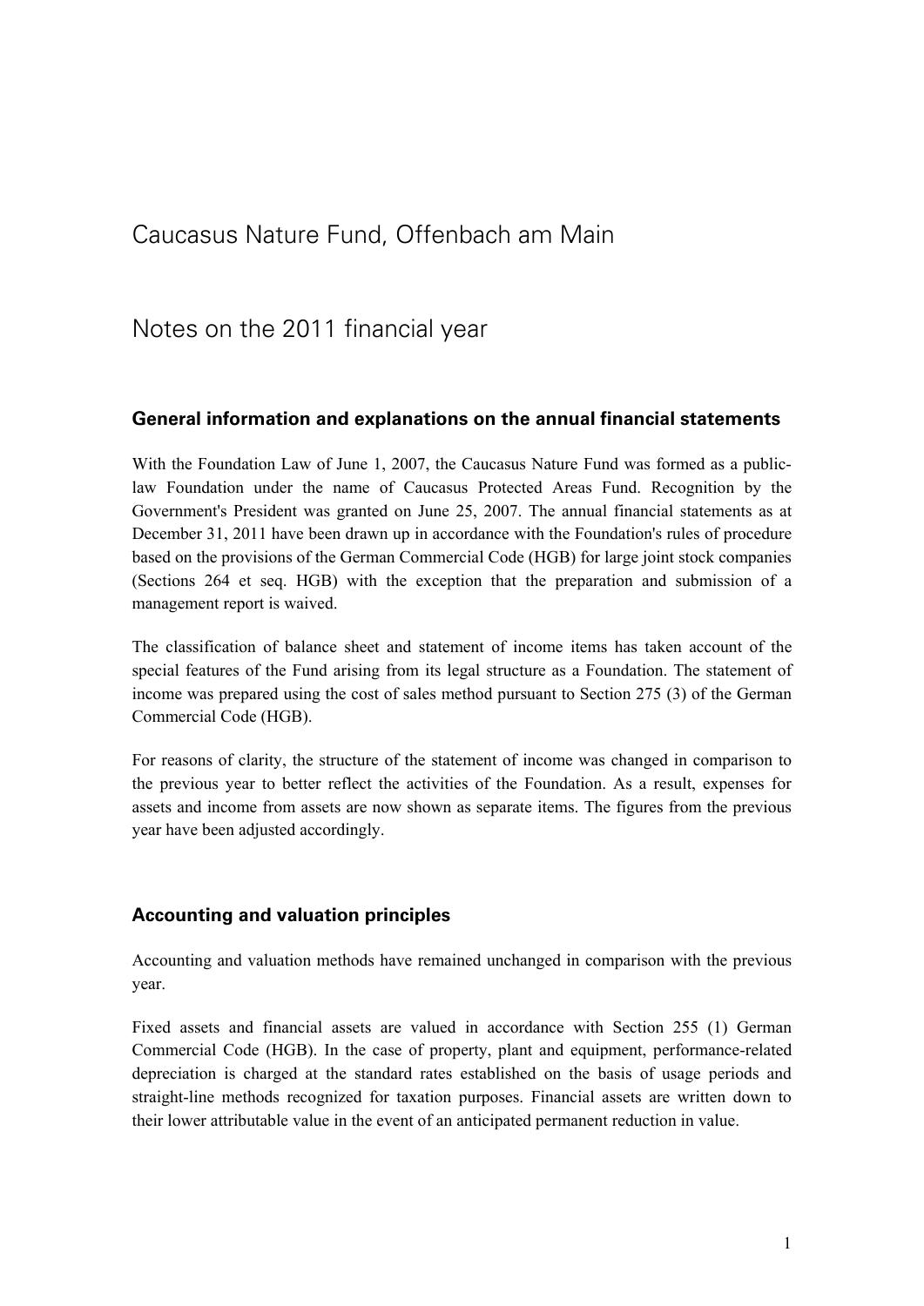# Caucasus Nature Fund, Offenbach am Main

# Notes on the 2011 financial year

### General information and explanations on the annual financial statements

With the Foundation Law of June 1, 2007, the Caucasus Nature Fund was formed as a public-law Foundation under the name of Caucasus Protected Areas Fund. Recognition by the Government's President was granted on June 25, 2007. The annual financial statements as at December 31, 2011 have been drawn up in accordance with the Foundation's rules of procedure based on the provisions of the German Commercial Code (HGB) for large joint stock companies (Sections 264 et seq. HGB) with the exception that the preparation and submission of a management report is waived.

The classification of balance sheet and statement of income items has taken account of the special features of the Fund arising from its legal structure as a Foundation. The statement of income was prepared using the cost of sales method pursuant to Section 275 (3) of the German Commercial Code (HGB).

For reasons of clarity, the structure of the statement of income was changed in comparison to the previous year to better reflect the activities of the Foundation. As a result, expenses for assets and income from assets are now shown as separate items. The figures from the previous year have been adjusted accordingly.

### Accounting and valuation principles

Accounting and valuation methods have remained unchanged in comparison with the previous year.

Fixed assets and financial assets are valued in accordance with Section 255 (1) German Commercial Code (HGB). In the case of property, plant and equipment, performance-related depreciation is charged at the standard rates established on the basis of usage periods and straight-line methods recognized for taxation purposes. Financial assets are written down to their lower attributable value in the event of an anticipated permanent reduction in value.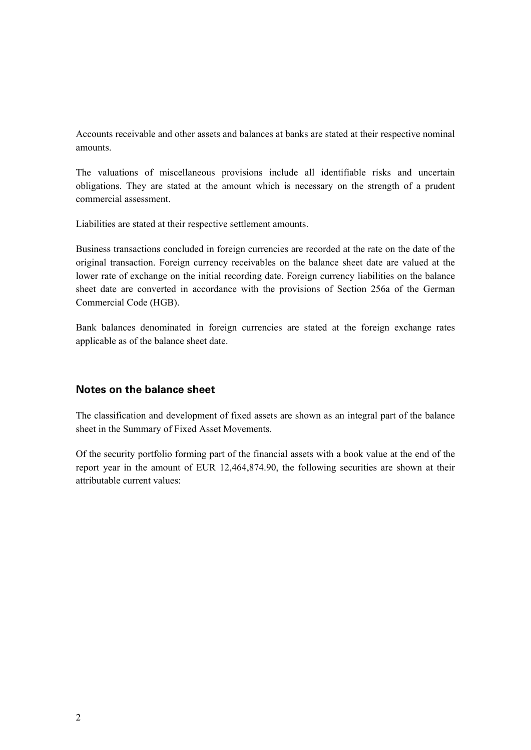Accounts receivable and other assets and balances at banks are stated at their respective nominal amounts.

The valuations of miscellaneous provisions include all identifiable risks and uncertain obligations. They are stated at the amount which is necessary on the strength of a prudent commercial assessment.

Liabilities are stated at their respective settlement amounts.

Business transactions concluded in foreign currencies are recorded at the rate on the date of the original transaction. Foreign currency receivables on the balance sheet date are valued at the lower rate of exchange on the initial recording date. Foreign currency liabilities on the balance sheet date are converted in accordance with the provisions of Section 256a of the German Commercial Code (HGB).

Bank balances denominated in foreign currencies are stated at the foreign exchange rates applicable as of the balance sheet date.

## Notes on the balance sheet

The classification and development of fixed assets are shown as an integral part of the balance sheet in the Summary of Fixed Asset Movements.

Of the security portfolio forming part of the financial assets with a book value at the end of the report year in the amount of EUR 12,464,874.90, the following securities are shown at their attributable current values: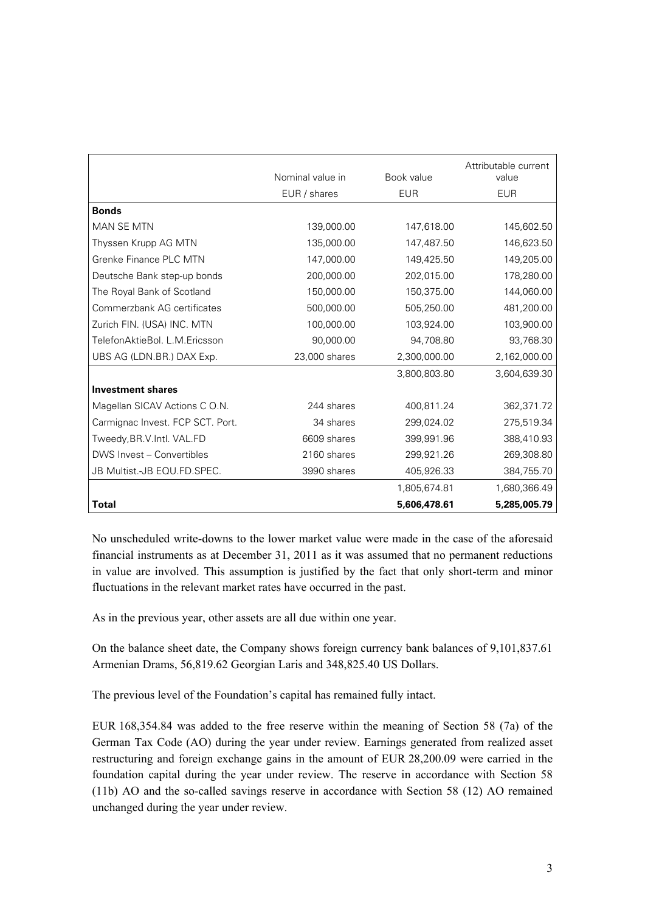| | Nominal value in EUR / shares | Book value EUR | Attributable current value EUR |
|---|---|---|---|
| **Bonds** | | | |
| MAN SE MTN | 139,000.00 | 147,618.00 | 145,602.50 |
| Thyssen Krupp AG MTN | 135,000.00 | 147,487.50 | 146,623.50 |
| Grenke Finance PLC MTN | 147,000.00 | 149,425.50 | 149,205.00 |
| Deutsche Bank step-up bonds | 200,000.00 | 202,015.00 | 178,280.00 |
| The Royal Bank of Scotland | 150,000.00 | 150,375.00 | 144,060.00 |
| Commerzbank AG certificates | 500,000.00 | 505,250.00 | 481,200.00 |
| Zurich FIN. (USA) INC. MTN | 100,000.00 | 103,924.00 | 103,900.00 |
| TelefonAktieBol. L.M.Ericsson | 90,000.00 | 94,708.80 | 93,768.30 |
| UBS AG (LDN.BR.) DAX Exp. | 23,000 shares | 2,300,000.00 | 2,162,000.00 |
| | | 3,800,803.80 | 3,604,639.30 |
| **Investment shares** | | | |
| Magellan SICAV Actions C O.N. | 244 shares | 400,811.24 | 362,371.72 |
| Carmignac Invest. FCP SCT. Port. | 34 shares | 299,024.02 | 275,519.34 |
| Tweedy,BR.V.Intl. VAL.FD | 6609 shares | 399,991.96 | 388,410.93 |
| DWS Invest – Convertibles | 2160 shares | 299,921.26 | 269,308.80 |
| JB Multist.-JB EQU.FD.SPEC. | 3990 shares | 405,926.33 | 384,755.70 |
| | | 1,805,674.81 | 1,680,366.49 |
| **Total** | | **5,606,478.61** | **5,285,005.79** |

No unscheduled write-downs to the lower market value were made in the case of the aforesaid financial instruments as at December 31, 2011 as it was assumed that no permanent reductions in value are involved. This assumption is justified by the fact that only short-term and minor fluctuations in the relevant market rates have occurred in the past.

As in the previous year, other assets are all due within one year.

On the balance sheet date, the Company shows foreign currency bank balances of 9,101,837.61 Armenian Drams, 56,819.62 Georgian Laris and 348,825.40 US Dollars.

The previous level of the Foundation's capital has remained fully intact.

EUR 168,354.84 was added to the free reserve within the meaning of Section 58 (7a) of the German Tax Code (AO) during the year under review. Earnings generated from realized asset restructuring and foreign exchange gains in the amount of EUR 28,200.09 were carried in the foundation capital during the year under review. The reserve in accordance with Section 58 (11b) AO and the so-called savings reserve in accordance with Section 58 (12) AO remained unchanged during the year under review.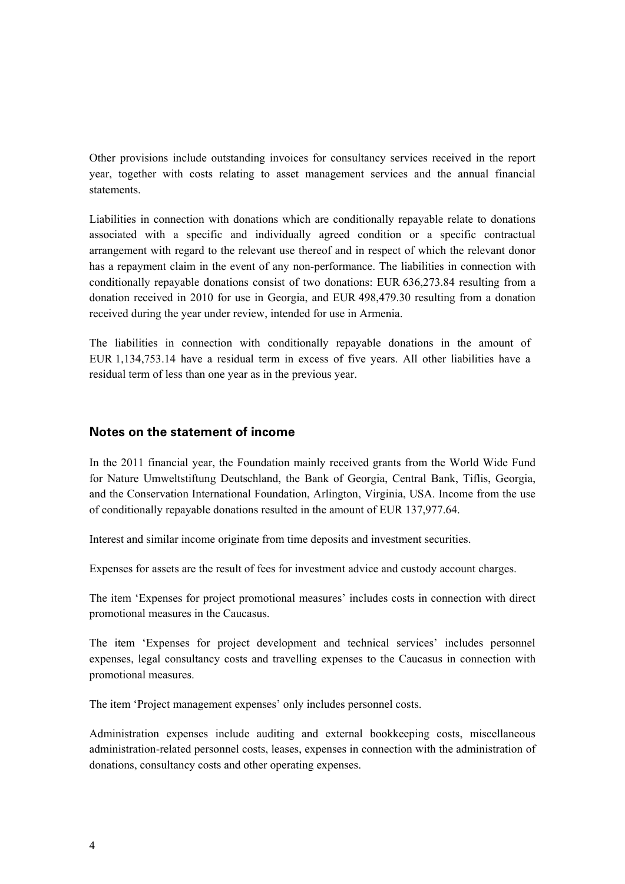Other provisions include outstanding invoices for consultancy services received in the report year, together with costs relating to asset management services and the annual financial statements.

Liabilities in connection with donations which are conditionally repayable relate to donations associated with a specific and individually agreed condition or a specific contractual arrangement with regard to the relevant use thereof and in respect of which the relevant donor has a repayment claim in the event of any non-performance. The liabilities in connection with conditionally repayable donations consist of two donations: EUR 636,273.84 resulting from a donation received in 2010 for use in Georgia, and EUR 498,479.30 resulting from a donation received during the year under review, intended for use in Armenia.

The liabilities in connection with conditionally repayable donations in the amount of EUR 1,134,753.14 have a residual term in excess of five years. All other liabilities have a residual term of less than one year as in the previous year.

## Notes on the statement of income

In the 2011 financial year, the Foundation mainly received grants from the World Wide Fund for Nature Umweltstiftung Deutschland, the Bank of Georgia, Central Bank, Tiflis, Georgia, and the Conservation International Foundation, Arlington, Virginia, USA. Income from the use of conditionally repayable donations resulted in the amount of EUR 137,977.64.

Interest and similar income originate from time deposits and investment securities.

Expenses for assets are the result of fees for investment advice and custody account charges.

The item 'Expenses for project promotional measures' includes costs in connection with direct promotional measures in the Caucasus.

The item 'Expenses for project development and technical services' includes personnel expenses, legal consultancy costs and travelling expenses to the Caucasus in connection with promotional measures.

The item 'Project management expenses' only includes personnel costs.

Administration expenses include auditing and external bookkeeping costs, miscellaneous administration-related personnel costs, leases, expenses in connection with the administration of donations, consultancy costs and other operating expenses.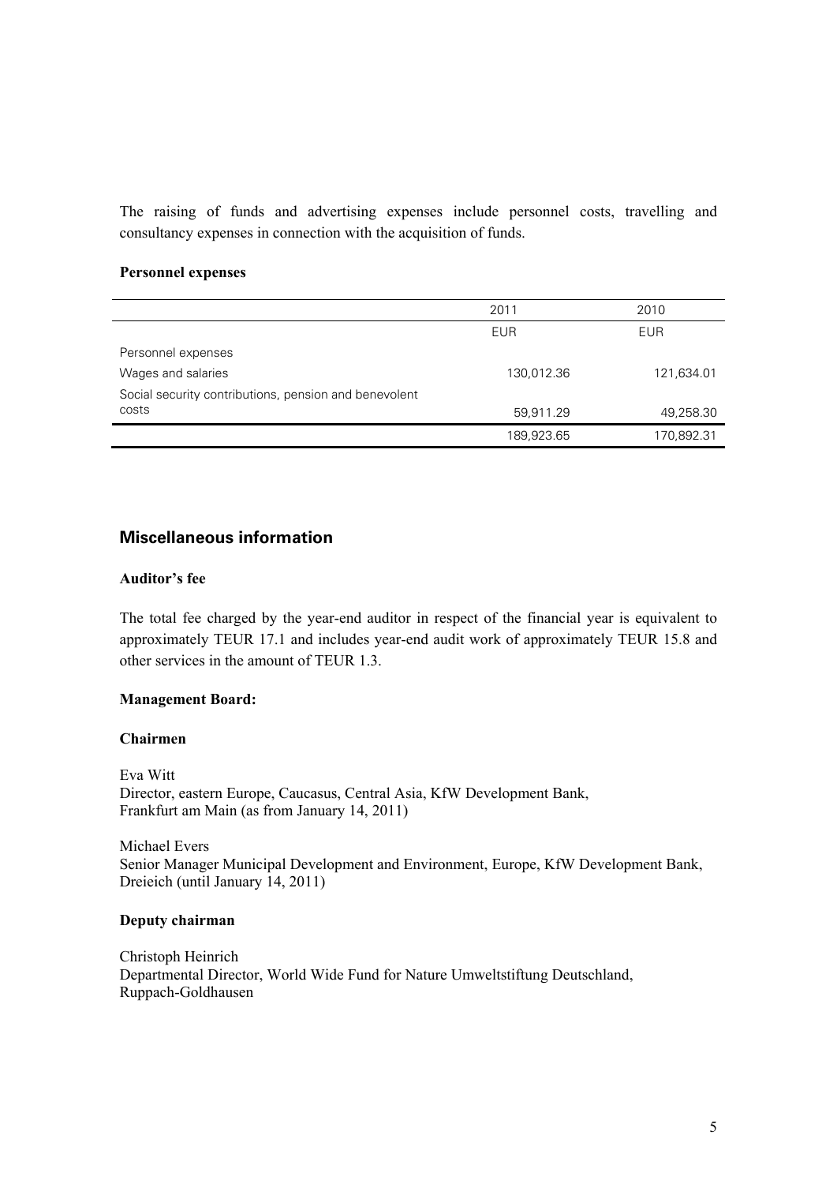The raising of funds and advertising expenses include personnel costs, travelling and consultancy expenses in connection with the acquisition of funds.

**Personnel expenses**

| | 2011 | 2010 |
|---|---|---|
| | EUR | EUR |
| Personnel expenses | | |
| Wages and salaries | 130,012.36 | 121,634.01 |
| Social security contributions, pension and benevolent costs | 59,911.29 | 49,258.30 |
| | 189,923.65 | 170,892.31 |

## Miscellaneous information

**Auditor's fee**

The total fee charged by the year-end auditor in respect of the financial year is equivalent to approximately TEUR 17.1 and includes year-end audit work of approximately TEUR 15.8 and other services in the amount of TEUR 1.3.

**Management Board:**

**Chairmen**

Eva Witt
Director, eastern Europe, Caucasus, Central Asia, KfW Development Bank,
Frankfurt am Main (as from January 14, 2011)

Michael Evers
Senior Manager Municipal Development and Environment, Europe, KfW Development Bank,
Dreieich (until January 14, 2011)

**Deputy chairman**

Christoph Heinrich
Departmental Director, World Wide Fund for Nature Umweltstiftung Deutschland,
Ruppach-Goldhausen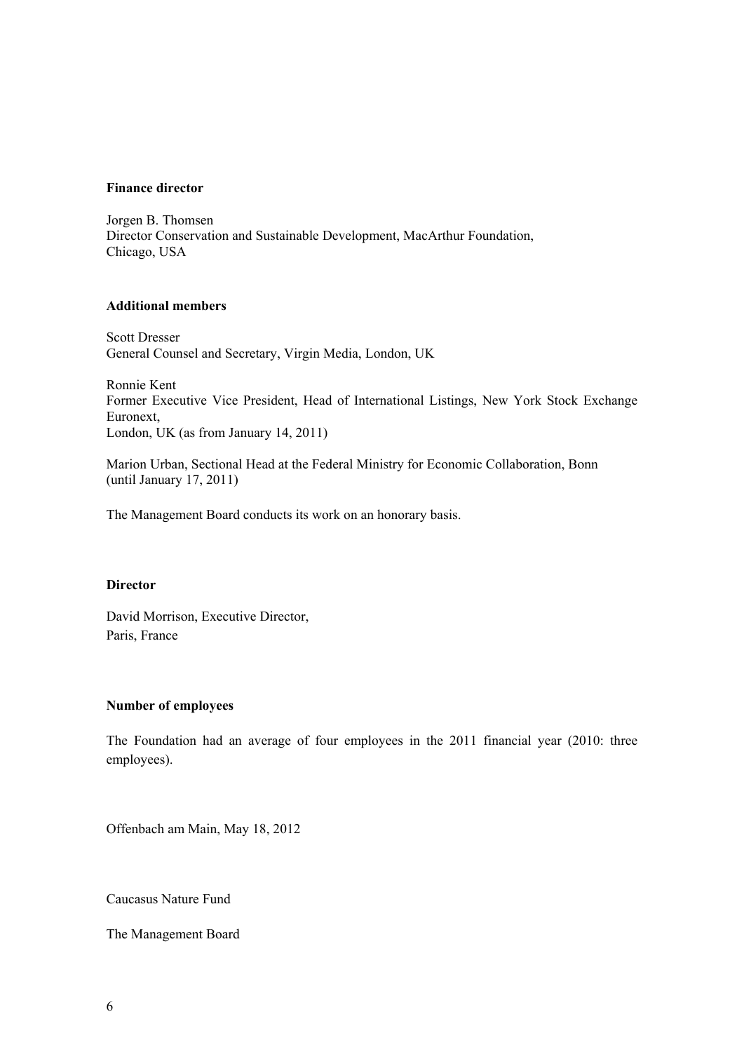**Finance director**

Jorgen B. Thomsen
Director Conservation and Sustainable Development, MacArthur Foundation,
Chicago, USA

**Additional members**

Scott Dresser
General Counsel and Secretary, Virgin Media, London, UK

Ronnie Kent
Former Executive Vice President, Head of International Listings, New York Stock Exchange Euronext,
London, UK (as from January 14, 2011)

Marion Urban, Sectional Head at the Federal Ministry for Economic Collaboration, Bonn
(until January 17, 2011)

The Management Board conducts its work on an honorary basis.

**Director**

David Morrison, Executive Director,
Paris, France

**Number of employees**

The Foundation had an average of four employees in the 2011 financial year (2010: three employees).

Offenbach am Main, May 18, 2012

Caucasus Nature Fund

The Management Board